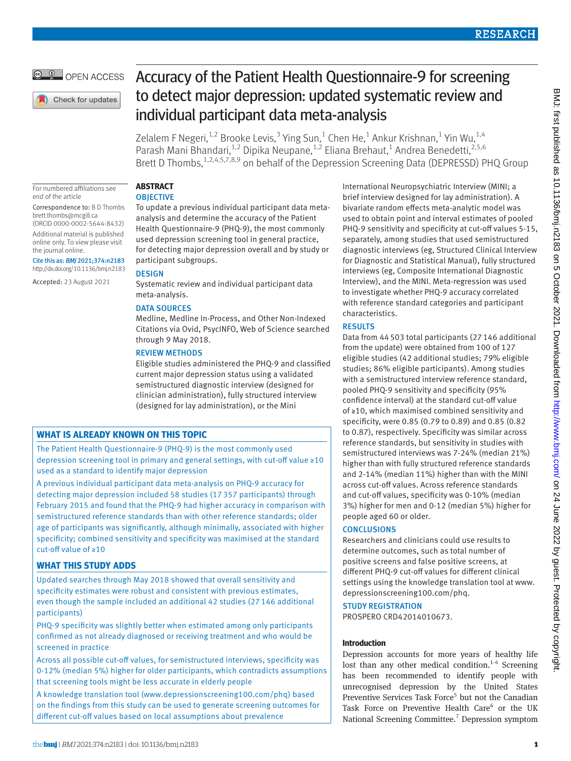# Accuracy of the Patient Health Questionnaire-9 for screening to detect major depression: updated systematic review and individual participant data meta-analysis

Zelalem F Negeri,[1,2] Brooke Levis,[3] Ying Sun,[1] Chen He,[1] Ankur Krishnan,[1] Yin Wu,[1,4] Parash Mani Bhandari,[1,2] Dipika Neupane,[1,2] Eliana Brehaut,[1] Andrea Benedetti,[2,5,6] Brett D Thombs,[1,2,4,5,7,8,9] on behalf of the Depression Screening Data (DEPRESSD) PHQ Group

For numbered affiliations see end of the article

Correspondence to: B D Thombs brett.thombs@mcgill.ca (ORCID 0000-0002-5644-8432)

Additional material is published online only. To view please visit the journal online.

Cite this as: *BMJ* 2021;374:n2183 http://dx.doi.org/10.1136/bmj.n2183

Accepted: 23 August 2021

## ABSTRACT

### OBJECTIVE

To update a previous individual participant data meta-analysis and determine the accuracy of the Patient Health Questionnaire-9 (PHQ-9), the most commonly used depression screening tool in general practice, for detecting major depression overall and by study or participant subgroups.

### DESIGN

Systematic review and individual participant data meta-analysis.

### DATA SOURCES

Medline, Medline In-Process, and Other Non-Indexed Citations via Ovid, PsycINFO, Web of Science searched through 9 May 2018.

### REVIEW METHODS

Eligible studies administered the PHQ-9 and classified current major depression status using a validated semistructured diagnostic interview (designed for clinician administration), fully structured interview (designed for lay administration), or the Mini International Neuropsychiatric Interview (MINI; a brief interview designed for lay administration). A bivariate random effects meta-analytic model was used to obtain point and interval estimates of pooled PHQ-9 sensitivity and specificity at cut-off values 5-15, separately, among studies that used semistructured diagnostic interviews (eg, Structured Clinical Interview for Diagnostic and Statistical Manual), fully structured interviews (eg, Composite International Diagnostic Interview), and the MINI. Meta-regression was used to investigate whether PHQ-9 accuracy correlated with reference standard categories and participant characteristics.

### RESULTS

Data from 44 503 total participants (27 146 additional from the update) were obtained from 100 of 127 eligible studies (42 additional studies; 79% eligible studies; 86% eligible participants). Among studies with a semistructured interview reference standard, pooled PHQ-9 sensitivity and specificity (95% confidence interval) at the standard cut-off value of ≥10, which maximised combined sensitivity and specificity, were 0.85 (0.79 to 0.89) and 0.85 (0.82 to 0.87), respectively. Specificity was similar across reference standards, but sensitivity in studies with semistructured interviews was 7-24% (median 21%) higher than with fully structured reference standards and 2-14% (median 11%) higher than with the MINI across cut-off values. Across reference standards and cut-off values, specificity was 0-10% (median 3%) higher for men and 0-12 (median 5%) higher for people aged 60 or older.

### CONCLUSIONS

Researchers and clinicians could use results to determine outcomes, such as total number of positive screens and false positive screens, at different PHQ-9 cut-off values for different clinical settings using the knowledge translation tool at www.depressionscreening100.com/phq.

### STUDY REGISTRATION

PROSPERO CRD42014010673.

## WHAT IS ALREADY KNOWN ON THIS TOPIC

The Patient Health Questionnaire-9 (PHQ-9) is the most commonly used depression screening tool in primary and general settings, with cut-off value ≥10 used as a standard to identify major depression

A previous individual participant data meta-analysis on PHQ-9 accuracy for detecting major depression included 58 studies (17 357 participants) through February 2015 and found that the PHQ-9 had higher accuracy in comparison with semistructured reference standards than with other reference standards; older age of participants was significantly, although minimally, associated with higher specificity; combined sensitivity and specificity was maximised at the standard cut-off value of ≥10

## WHAT THIS STUDY ADDS

Updated searches through May 2018 showed that overall sensitivity and specificity estimates were robust and consistent with previous estimates, even though the sample included an additional 42 studies (27 146 additional participants)

PHQ-9 specificity was slightly better when estimated among only participants confirmed as not already diagnosed or receiving treatment and who would be screened in practice

Across all possible cut-off values, for semistructured interviews, specificity was 0-12% (median 5%) higher for older participants, which contradicts assumptions that screening tools might be less accurate in elderly people

A knowledge translation tool (www.depressionscreening100.com/phq) based on the findings from this study can be used to generate screening outcomes for different cut-off values based on local assumptions about prevalence

## Introduction

Depression accounts for more years of healthy life lost than any other medical condition.[1-4] Screening has been recommended to identify people with unrecognised depression by the United States Preventive Services Task Force[5] but not the Canadian Task Force on Preventive Health Care[6] or the UK National Screening Committee.[7] Depression symptom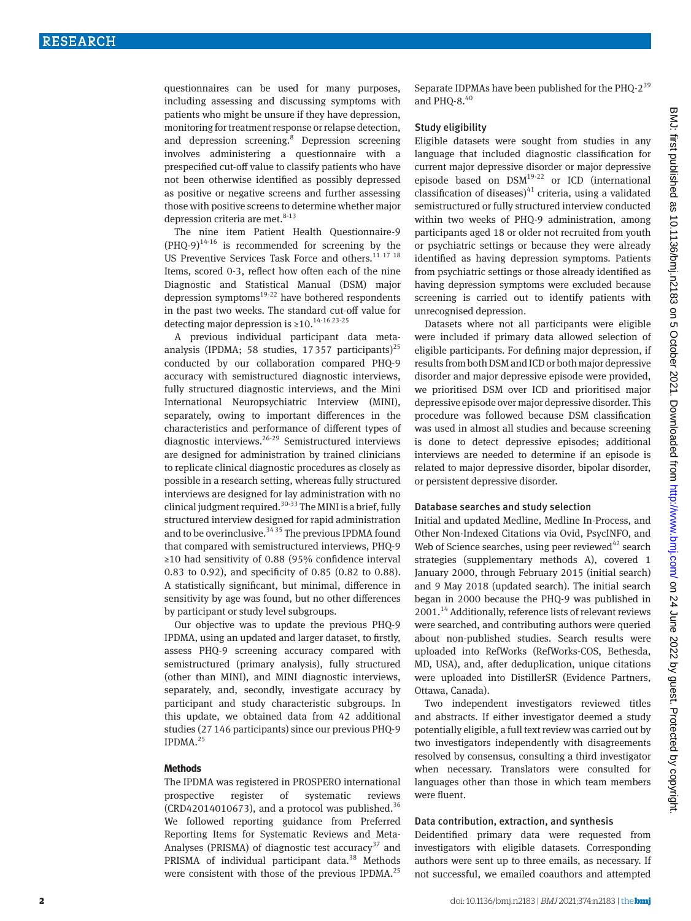questionnaires can be used for many purposes, including assessing and discussing symptoms with patients who might be unsure if they have depression, monitoring for treatment response or relapse detection, and depression screening.[8] Depression screening involves administering a questionnaire with a prespecified cut-off value to classify patients who have not been otherwise identified as possibly depressed as positive or negative screens and further assessing those with positive screens to determine whether major depression criteria are met.[8-13]

The nine item Patient Health Questionnaire-9 (PHQ-9)[14-16] is recommended for screening by the US Preventive Services Task Force and others.[11 17 18] Items, scored 0-3, reflect how often each of the nine Diagnostic and Statistical Manual (DSM) major depression symptoms[19-22] have bothered respondents in the past two weeks. The standard cut-off value for detecting major depression is ≥10.[14-16 23-25]

A previous individual participant data meta-analysis (IPDMA; 58 studies, 17 357 participants)[25] conducted by our collaboration compared PHQ-9 accuracy with semistructured diagnostic interviews, fully structured diagnostic interviews, and the Mini International Neuropsychiatric Interview (MINI), separately, owing to important differences in the characteristics and performance of different types of diagnostic interviews.[26-29] Semistructured interviews are designed for administration by trained clinicians to replicate clinical diagnostic procedures as closely as possible in a research setting, whereas fully structured interviews are designed for lay administration with no clinical judgment required.[30-33] The MINI is a brief, fully structured interview designed for rapid administration and to be overinclusive.[34 35] The previous IPDMA found that compared with semistructured interviews, PHQ-9 ≥10 had sensitivity of 0.88 (95% confidence interval 0.83 to 0.92), and specificity of 0.85 (0.82 to 0.88). A statistically significant, but minimal, difference in sensitivity by age was found, but no other differences by participant or study level subgroups.

Our objective was to update the previous PHQ-9 IPDMA, using an updated and larger dataset, to firstly, assess PHQ-9 screening accuracy compared with semistructured (primary analysis), fully structured (other than MINI), and MINI diagnostic interviews, separately, and, secondly, investigate accuracy by participant and study characteristic subgroups. In this update, we obtained data from 42 additional studies (27 146 participants) since our previous PHQ-9 IPDMA.[25]

## Methods

The IPDMA was registered in PROSPERO international prospective register of systematic reviews (CRD42014010673), and a protocol was published.[36] We followed reporting guidance from Preferred Reporting Items for Systematic Reviews and Meta-Analyses (PRISMA) of diagnostic test accuracy[37] and PRISMA of individual participant data.[38] Methods were consistent with those of the previous IPDMA.[25] Separate IDPMAs have been published for the PHQ-2[39] and PHQ-8.[40]

### Study eligibility

Eligible datasets were sought from studies in any language that included diagnostic classification for current major depressive disorder or major depressive episode based on DSM[19-22] or ICD (international classification of diseases)[41] criteria, using a validated semistructured or fully structured interview conducted within two weeks of PHQ-9 administration, among participants aged 18 or older not recruited from youth or psychiatric settings or because they were already identified as having depression symptoms. Patients from psychiatric settings or those already identified as having depression symptoms were excluded because screening is carried out to identify patients with unrecognised depression.

Datasets where not all participants were eligible were included if primary data allowed selection of eligible participants. For defining major depression, if results from both DSM and ICD or both major depressive disorder and major depressive episode were provided, we prioritised DSM over ICD and prioritised major depressive episode over major depressive disorder. This procedure was followed because DSM classification was used in almost all studies and because screening is done to detect depressive episodes; additional interviews are needed to determine if an episode is related to major depressive disorder, bipolar disorder, or persistent depressive disorder.

### Database searches and study selection

Initial and updated Medline, Medline In-Process, and Other Non-Indexed Citations via Ovid, PsycINFO, and Web of Science searches, using peer reviewed[42] search strategies (supplementary methods A), covered 1 January 2000, through February 2015 (initial search) and 9 May 2018 (updated search). The initial search began in 2000 because the PHQ-9 was published in 2001.[14] Additionally, reference lists of relevant reviews were searched, and contributing authors were queried about non-published studies. Search results were uploaded into RefWorks (RefWorks-COS, Bethesda, MD, USA), and, after deduplication, unique citations were uploaded into DistillerSR (Evidence Partners, Ottawa, Canada).

Two independent investigators reviewed titles and abstracts. If either investigator deemed a study potentially eligible, a full text review was carried out by two investigators independently with disagreements resolved by consensus, consulting a third investigator when necessary. Translators were consulted for languages other than those in which team members were fluent.

### Data contribution, extraction, and synthesis

Deidentified primary data were requested from investigators with eligible datasets. Corresponding authors were sent up to three emails, as necessary. If not successful, we emailed coauthors and attempted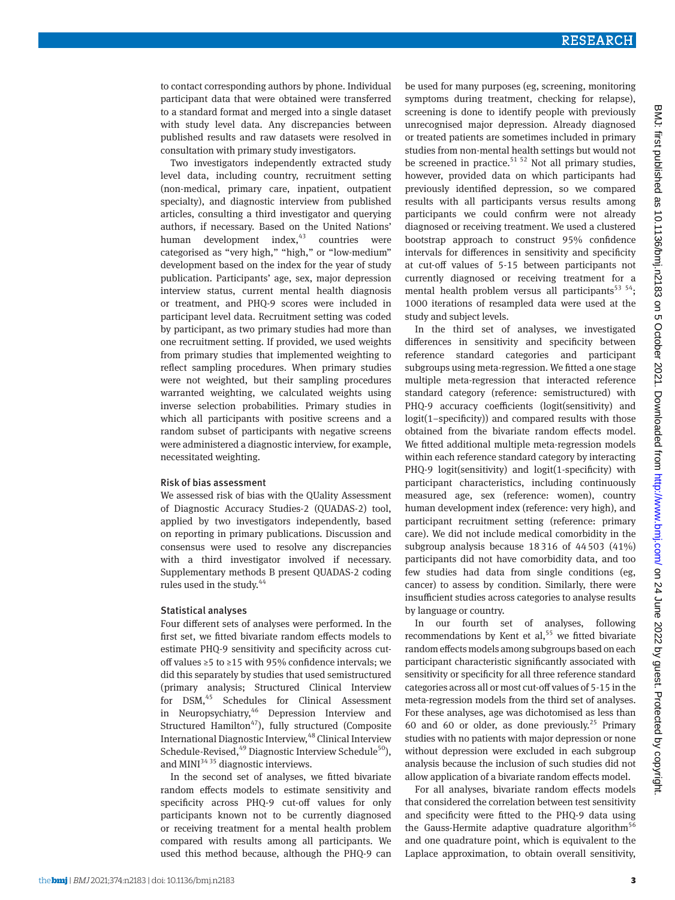to contact corresponding authors by phone. Individual participant data that were obtained were transferred to a standard format and merged into a single dataset with study level data. Any discrepancies between published results and raw datasets were resolved in consultation with primary study investigators.

Two investigators independently extracted study level data, including country, recruitment setting (non-medical, primary care, inpatient, outpatient specialty), and diagnostic interview from published articles, consulting a third investigator and querying authors, if necessary. Based on the United Nations' human development index,[43] countries were categorised as "very high," "high," or "low-medium" development based on the index for the year of study publication. Participants' age, sex, major depression interview status, current mental health diagnosis or treatment, and PHQ-9 scores were included in participant level data. Recruitment setting was coded by participant, as two primary studies had more than one recruitment setting. If provided, we used weights from primary studies that implemented weighting to reflect sampling procedures. When primary studies were not weighted, but their sampling procedures warranted weighting, we calculated weights using inverse selection probabilities. Primary studies in which all participants with positive screens and a random subset of participants with negative screens were administered a diagnostic interview, for example, necessitated weighting.

### Risk of bias assessment

We assessed risk of bias with the QUality Assessment of Diagnostic Accuracy Studies-2 (QUADAS-2) tool, applied by two investigators independently, based on reporting in primary publications. Discussion and consensus were used to resolve any discrepancies with a third investigator involved if necessary. Supplementary methods B present QUADAS-2 coding rules used in the study.[44]

### Statistical analyses

Four different sets of analyses were performed. In the first set, we fitted bivariate random effects models to estimate PHQ-9 sensitivity and specificity across cut-off values ≥5 to ≥15 with 95% confidence intervals; we did this separately by studies that used semistructured (primary analysis; Structured Clinical Interview for DSM,[45] Schedules for Clinical Assessment in Neuropsychiatry,[46] Depression Interview and Structured Hamilton[47]), fully structured (Composite International Diagnostic Interview,[48] Clinical Interview Schedule-Revised,[49] Diagnostic Interview Schedule[50]), and MINI[34 35] diagnostic interviews.

In the second set of analyses, we fitted bivariate random effects models to estimate sensitivity and specificity across PHQ-9 cut-off values for only participants known not to be currently diagnosed or receiving treatment for a mental health problem compared with results among all participants. We used this method because, although the PHQ-9 can be used for many purposes (eg, screening, monitoring symptoms during treatment, checking for relapse), screening is done to identify people with previously unrecognised major depression. Already diagnosed or treated patients are sometimes included in primary studies from non-mental health settings but would not be screened in practice.[51 52] Not all primary studies, however, provided data on which participants had previously identified depression, so we compared results with all participants versus results among participants we could confirm were not already diagnosed or receiving treatment. We used a clustered bootstrap approach to construct 95% confidence intervals for differences in sensitivity and specificity at cut-off values of 5-15 between participants not currently diagnosed or receiving treatment for a mental health problem versus all participants[53 54]; 1000 iterations of resampled data were used at the study and subject levels.

In the third set of analyses, we investigated differences in sensitivity and specificity between reference standard categories and participant subgroups using meta-regression. We fitted a one stage multiple meta-regression that interacted reference standard category (reference: semistructured) with PHQ-9 accuracy coefficients (logit(sensitivity) and logit(1−specificity)) and compared results with those obtained from the bivariate random effects model. We fitted additional multiple meta-regression models within each reference standard category by interacting PHQ-9 logit(sensitivity) and logit(1-specificity) with participant characteristics, including continuously measured age, sex (reference: women), country human development index (reference: very high), and participant recruitment setting (reference: primary care). We did not include medical comorbidity in the subgroup analysis because 18 316 of 44 503 (41%) participants did not have comorbidity data, and too few studies had data from single conditions (eg, cancer) to assess by condition. Similarly, there were insufficient studies across categories to analyse results by language or country.

In our fourth set of analyses, following recommendations by Kent et al,[55] we fitted bivariate random effects models among subgroups based on each participant characteristic significantly associated with sensitivity or specificity for all three reference standard categories across all or most cut-off values of 5-15 in the meta-regression models from the third set of analyses. For these analyses, age was dichotomised as less than 60 and 60 or older, as done previously.[25] Primary studies with no patients with major depression or none without depression were excluded in each subgroup analysis because the inclusion of such studies did not allow application of a bivariate random effects model.

For all analyses, bivariate random effects models that considered the correlation between test sensitivity and specificity were fitted to the PHQ-9 data using the Gauss-Hermite adaptive quadrature algorithm[56] and one quadrature point, which is equivalent to the Laplace approximation, to obtain overall sensitivity,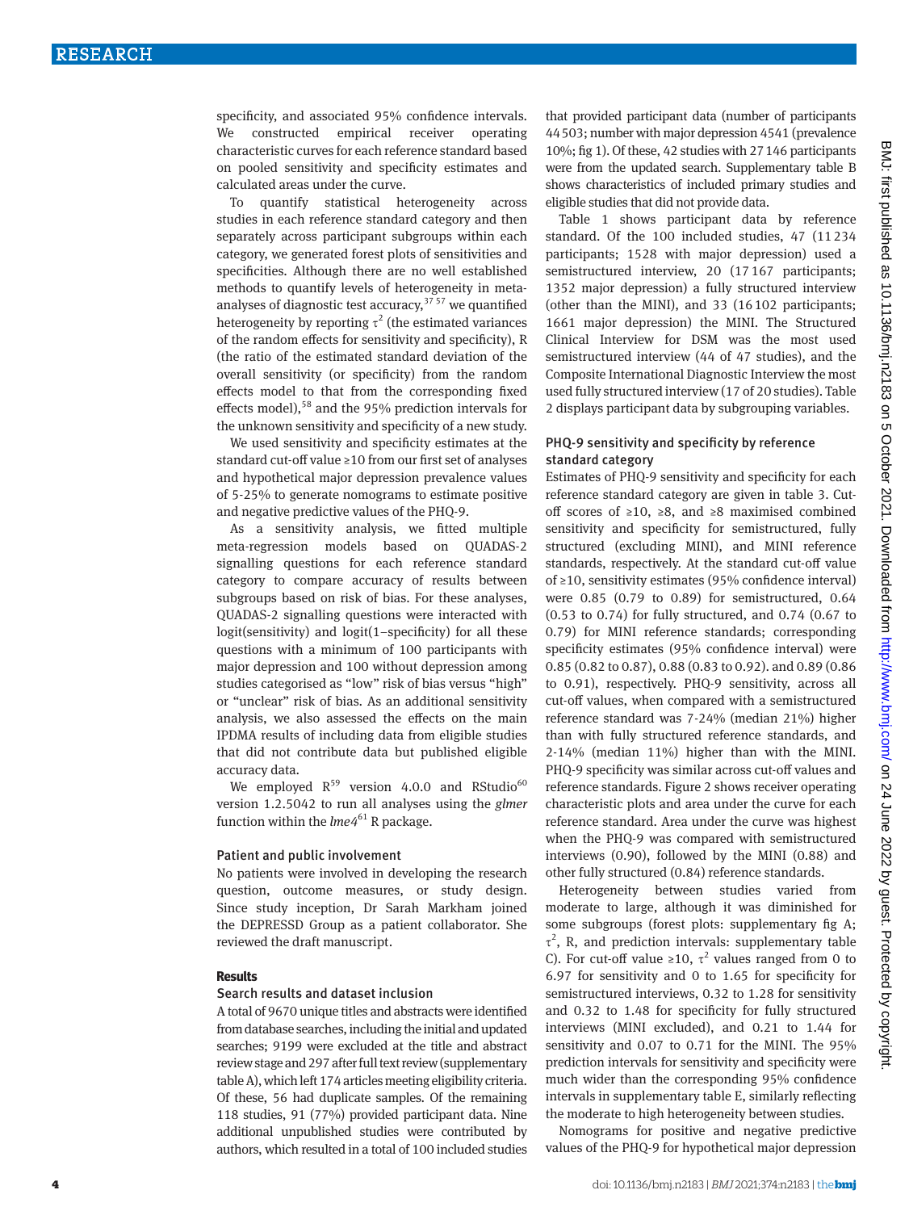specificity, and associated 95% confidence intervals. We constructed empirical receiver operating characteristic curves for each reference standard based on pooled sensitivity and specificity estimates and calculated areas under the curve.

To quantify statistical heterogeneity across studies in each reference standard category and then separately across participant subgroups within each category, we generated forest plots of sensitivities and specificities. Although there are no well established methods to quantify levels of heterogeneity in meta-analyses of diagnostic test accuracy,[37 57] we quantified heterogeneity by reporting $\tau^2$ (the estimated variances of the random effects for sensitivity and specificity), R (the ratio of the estimated standard deviation of the overall sensitivity (or specificity) from the random effects model to that from the corresponding fixed effects model),[58] and the 95% prediction intervals for the unknown sensitivity and specificity of a new study.

We used sensitivity and specificity estimates at the standard cut-off value ≥10 from our first set of analyses and hypothetical major depression prevalence values of 5-25% to generate nomograms to estimate positive and negative predictive values of the PHQ-9.

As a sensitivity analysis, we fitted multiple meta-regression models based on QUADAS-2 signalling questions for each reference standard category to compare accuracy of results between subgroups based on risk of bias. For these analyses, QUADAS-2 signalling questions were interacted with logit(sensitivity) and logit(1−specificity) for all these questions with a minimum of 100 participants with major depression and 100 without depression among studies categorised as "low" risk of bias versus "high" or "unclear" risk of bias. As an additional sensitivity analysis, we also assessed the effects on the main IPDMA results of including data from eligible studies that did not contribute data but published eligible accuracy data.

We employed R[59] version 4.0.0 and RStudio[60] version 1.2.5042 to run all analyses using the *glmer* function within the *lme4*[61] R package.

### Patient and public involvement

No patients were involved in developing the research question, outcome measures, or study design. Since study inception, Dr Sarah Markham joined the DEPRESSD Group as a patient collaborator. She reviewed the draft manuscript.

## Results

### Search results and dataset inclusion

A total of 9670 unique titles and abstracts were identified from database searches, including the initial and updated searches; 9199 were excluded at the title and abstract review stage and 297 after full text review (supplementary table A), which left 174 articles meeting eligibility criteria. Of these, 56 had duplicate samples. Of the remaining 118 studies, 91 (77%) provided participant data. Nine additional unpublished studies were contributed by authors, which resulted in a total of 100 included studies that provided participant data (number of participants 44 503; number with major depression 4541 (prevalence 10%; fig 1). Of these, 42 studies with 27 146 participants were from the updated search. Supplementary table B shows characteristics of included primary studies and eligible studies that did not provide data.

Table 1 shows participant data by reference standard. Of the 100 included studies, 47 (11 234 participants; 1528 with major depression) used a semistructured interview, 20 (17 167 participants; 1352 major depression) a fully structured interview (other than the MINI), and 33 (16 102 participants; 1661 major depression) the MINI. The Structured Clinical Interview for DSM was the most used semistructured interview (44 of 47 studies), and the Composite International Diagnostic Interview the most used fully structured interview (17 of 20 studies). Table 2 displays participant data by subgrouping variables.

### PHQ-9 sensitivity and specificity by reference standard category

Estimates of PHQ-9 sensitivity and specificity for each reference standard category are given in table 3. Cut-off scores of ≥10, ≥8, and ≥8 maximised combined sensitivity and specificity for semistructured, fully structured (excluding MINI), and MINI reference standards, respectively. At the standard cut-off value of ≥10, sensitivity estimates (95% confidence interval) were 0.85 (0.79 to 0.89) for semistructured, 0.64 (0.53 to 0.74) for fully structured, and 0.74 (0.67 to 0.79) for MINI reference standards; corresponding specificity estimates (95% confidence interval) were 0.85 (0.82 to 0.87), 0.88 (0.83 to 0.92). and 0.89 (0.86 to 0.91), respectively. PHQ-9 sensitivity, across all cut-off values, when compared with a semistructured reference standard was 7-24% (median 21%) higher than with fully structured reference standards, and 2-14% (median 11%) higher than with the MINI. PHQ-9 specificity was similar across cut-off values and reference standards. Figure 2 shows receiver operating characteristic plots and area under the curve for each reference standard. Area under the curve was highest when the PHQ-9 was compared with semistructured interviews (0.90), followed by the MINI (0.88) and other fully structured (0.84) reference standards.

Heterogeneity between studies varied from moderate to large, although it was diminished for some subgroups (forest plots: supplementary fig A; $\tau^2$, R, and prediction intervals: supplementary table C). For cut-off value ≥10, $\tau^2$ values ranged from 0 to 6.97 for sensitivity and 0 to 1.65 for specificity for semistructured interviews, 0.32 to 1.28 for sensitivity and 0.32 to 1.48 for specificity for fully structured interviews (MINI excluded), and 0.21 to 1.44 for sensitivity and 0.07 to 0.71 for the MINI. The 95% prediction intervals for sensitivity and specificity were much wider than the corresponding 95% confidence intervals in supplementary table E, similarly reflecting the moderate to high heterogeneity between studies.

Nomograms for positive and negative predictive values of the PHQ-9 for hypothetical major depression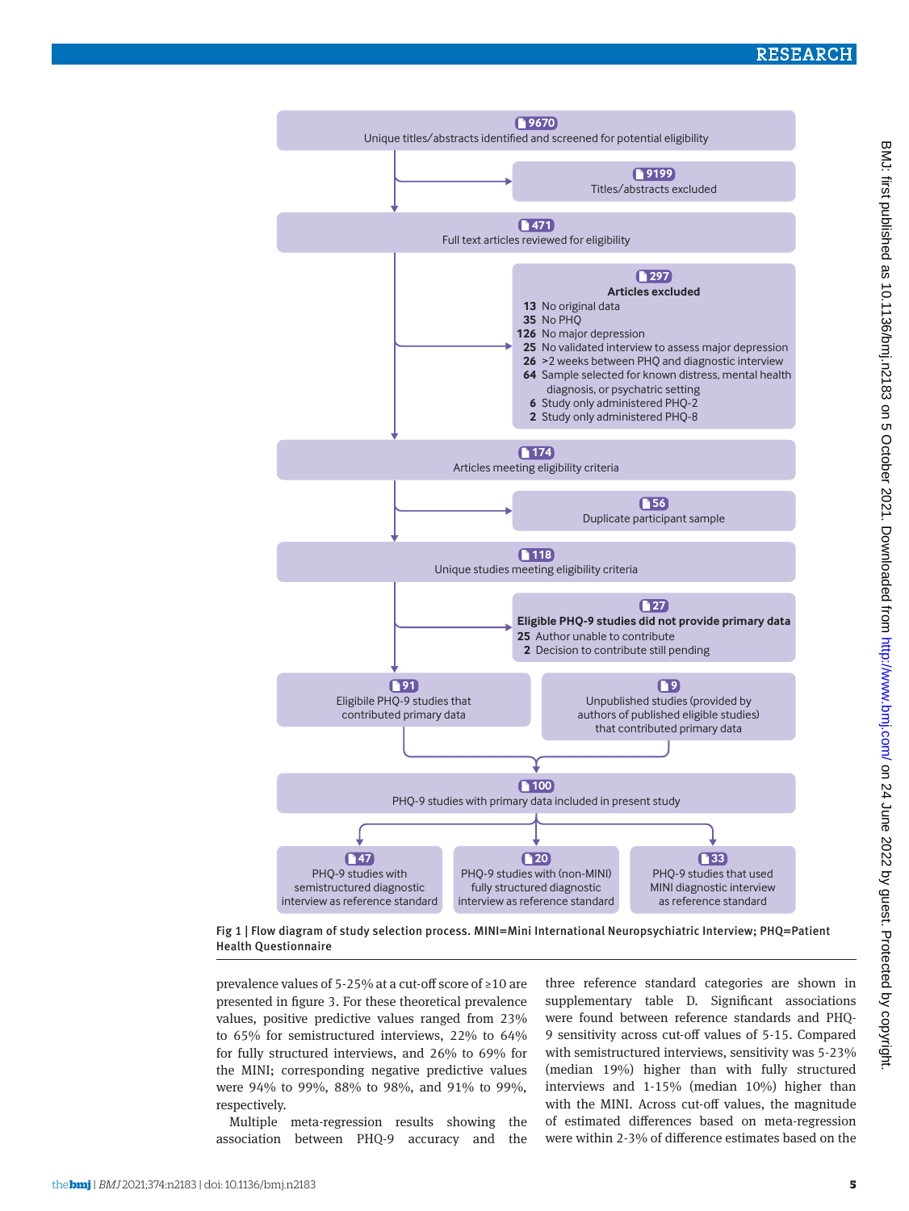9670
Unique titles/abstracts identified and screened for potential eligibility

9199
Titles/abstracts excluded

471
Full text articles reviewed for eligibility

297
**Articles excluded**
- 13 No original data
- 35 No PHQ
- 126 No major depression
- 25 No validated interview to assess major depression
- 26 >2 weeks between PHQ and diagnostic interview
- 64 Sample selected for known distress, mental health diagnosis, or psychatric setting
- 6 Study only administered PHQ-2
- 2 Study only administered PHQ-8

174
Articles meeting eligibility criteria

56
Duplicate participant sample

118
Unique studies meeting eligibility criteria

27
**Eligible PHQ-9 studies did not provide primary data**
- 25 Author unable to contribute
- 2 Decision to contribute still pending

91
Eligibile PHQ-9 studies that contributed primary data

9
Unpublished studies (provided by authors of published eligible studies) that contributed primary data

100
PHQ-9 studies with primary data included in present study

47
PHQ-9 studies with semistructured diagnostic interview as reference standard

20
PHQ-9 studies with (non-MINI) fully structured diagnostic interview as reference standard

33
PHQ-9 studies that used MINI diagnostic interview as reference standard

Fig 1 | Flow diagram of study selection process. MINI=Mini International Neuropsychiatric Interview; PHQ=Patient Health Questionnaire

prevalence values of 5-25% at a cut-off score of ≥10 are presented in figure 3. For these theoretical prevalence values, positive predictive values ranged from 23% to 65% for semistructured interviews, 22% to 64% for fully structured interviews, and 26% to 69% for the MINI; corresponding negative predictive values were 94% to 99%, 88% to 98%, and 91% to 99%, respectively.

Multiple meta-regression results showing the association between PHQ-9 accuracy and the three reference standard categories are shown in supplementary table D. Significant associations were found between reference standards and PHQ-9 sensitivity across cut-off values of 5-15. Compared with semistructured interviews, sensitivity was 5-23% (median 19%) higher than with fully structured interviews and 1-15% (median 10%) higher than with the MINI. Across cut-off values, the magnitude of estimated differences based on meta-regression were within 2-3% of difference estimates based on the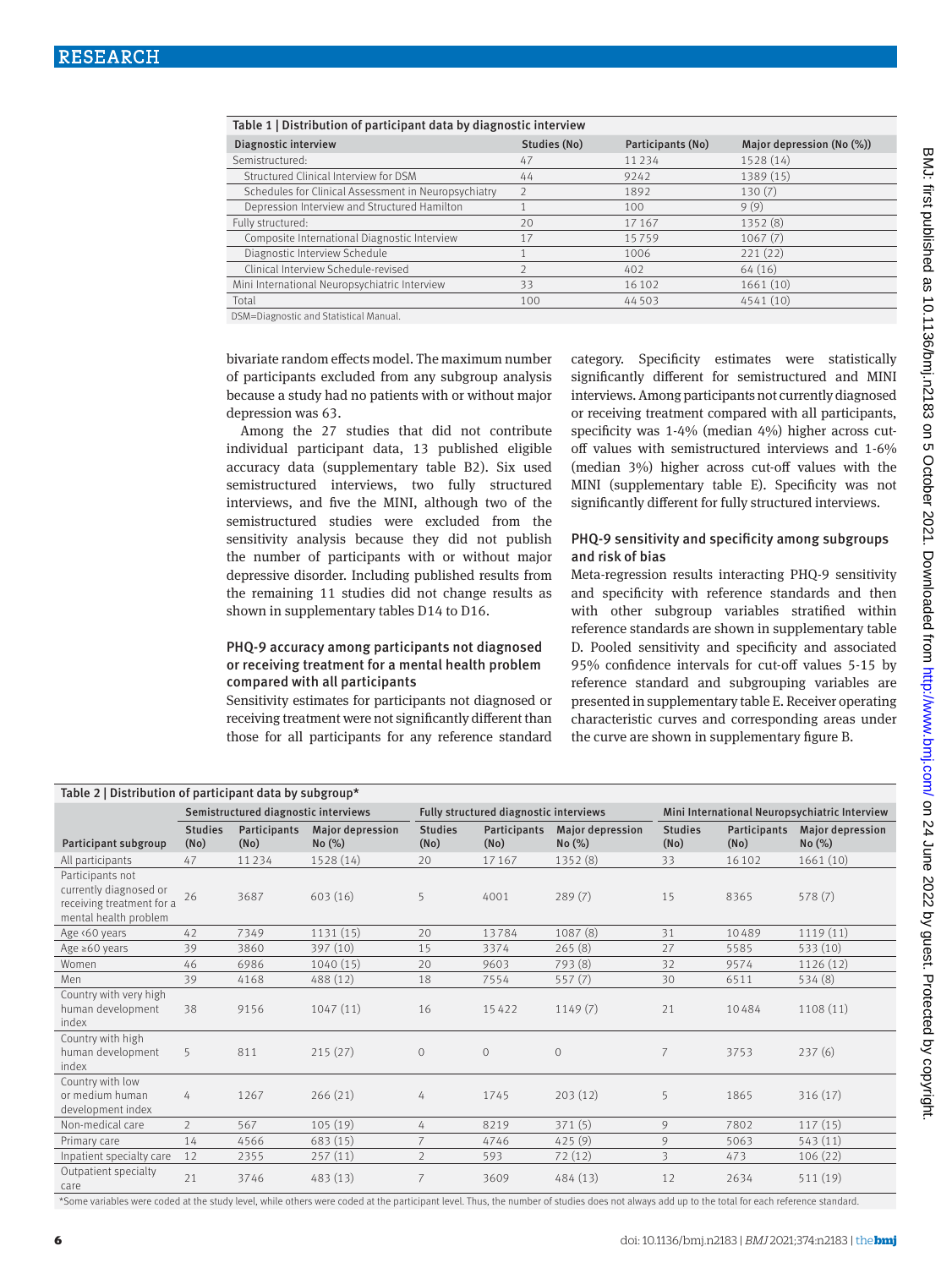Table 1 | Distribution of participant data by diagnostic interview

| Diagnostic interview | Studies (No) | Participants (No) | Major depression (No (%)) |
|---|---|---|---|
| Semistructured: | 47 | 11 234 | 1528 (14) |
| Structured Clinical Interview for DSM | 44 | 9242 | 1389 (15) |
| Schedules for Clinical Assessment in Neuropsychiatry | 2 | 1892 | 130 (7) |
| Depression Interview and Structured Hamilton | 1 | 100 | 9 (9) |
| Fully structured: | 20 | 17 167 | 1352 (8) |
| Composite International Diagnostic Interview | 17 | 15 759 | 1067 (7) |
| Diagnostic Interview Schedule | 1 | 1006 | 221 (22) |
| Clinical Interview Schedule-revised | 2 | 402 | 64 (16) |
| Mini International Neuropsychiatric Interview | 33 | 16 102 | 1661 (10) |
| Total | 100 | 44 503 | 4541 (10) |

DSM=Diagnostic and Statistical Manual.

bivariate random effects model. The maximum number of participants excluded from any subgroup analysis because a study had no patients with or without major depression was 63.

Among the 27 studies that did not contribute individual participant data, 13 published eligible accuracy data (supplementary table B2). Six used semistructured interviews, two fully structured interviews, and five the MINI, although two of the semistructured studies were excluded from the sensitivity analysis because they did not publish the number of participants with or without major depressive disorder. Including published results from the remaining 11 studies did not change results as shown in supplementary tables D14 to D16.

### PHQ-9 accuracy among participants not diagnosed or receiving treatment for a mental health problem compared with all participants

Sensitivity estimates for participants not diagnosed or receiving treatment were not significantly different than those for all participants for any reference standard category. Specificity estimates were statistically significantly different for semistructured and MINI interviews. Among participants not currently diagnosed or receiving treatment compared with all participants, specificity was 1-4% (median 4%) higher across cut-off values with semistructured interviews and 1-6% (median 3%) higher across cut-off values with the MINI (supplementary table E). Specificity was not significantly different for fully structured interviews.

### PHQ-9 sensitivity and specificity among subgroups and risk of bias

Meta-regression results interacting PHQ-9 sensitivity and specificity with reference standards and then with other subgroup variables stratified within reference standards are shown in supplementary table D. Pooled sensitivity and specificity and associated 95% confidence intervals for cut-off values 5-15 by reference standard and subgrouping variables are presented in supplementary table E. Receiver operating characteristic curves and corresponding areas under the curve are shown in supplementary figure B.

Table 2 | Distribution of participant data by subgroup*

| | Semistructured diagnostic interviews | | | Fully structured diagnostic interviews | | | Mini International Neuropsychiatric Interview | | |
|---|---|---|---|---|---|---|---|---|---|
| Participant subgroup | Studies (No) | Participants (No) | Major depression No (%) | Studies (No) | Participants (No) | Major depression No (%) | Studies (No) | Participants (No) | Major depression No (%) |
| All participants | 47 | 11 234 | 1528 (14) | 20 | 17 167 | 1352 (8) | 33 | 16 102 | 1661 (10) |
| Participants not currently diagnosed or receiving treatment for a mental health problem | 26 | 3687 | 603 (16) | 5 | 4001 | 289 (7) | 15 | 8365 | 578 (7) |
| Age <60 years | 42 | 7349 | 1131 (15) | 20 | 13 784 | 1087 (8) | 31 | 10 489 | 1119 (11) |
| Age ≥60 years | 39 | 3860 | 397 (10) | 15 | 3374 | 265 (8) | 27 | 5585 | 533 (10) |
| Women | 46 | 6986 | 1040 (15) | 20 | 9603 | 793 (8) | 32 | 9574 | 1126 (12) |
| Men | 39 | 4168 | 488 (12) | 18 | 7554 | 557 (7) | 30 | 6511 | 534 (8) |
| Country with very high human development index | 38 | 9156 | 1047 (11) | 16 | 15 422 | 1149 (7) | 21 | 10 484 | 1108 (11) |
| Country with high human development index | 5 | 811 | 215 (27) | 0 | 0 | 0 | 7 | 3753 | 237 (6) |
| Country with low or medium human development index | 4 | 1267 | 266 (21) | 4 | 1745 | 203 (12) | 5 | 1865 | 316 (17) |
| Non-medical care | 2 | 567 | 105 (19) | 4 | 8219 | 371 (5) | 9 | 7802 | 117 (15) |
| Primary care | 14 | 4566 | 683 (15) | 7 | 4746 | 425 (9) | 9 | 5063 | 543 (11) |
| Inpatient specialty care | 12 | 2355 | 257 (11) | 2 | 593 | 72 (12) | 3 | 473 | 106 (22) |
| Outpatient specialty care | 21 | 3746 | 483 (13) | 7 | 3609 | 484 (13) | 12 | 2634 | 511 (19) |

*Some variables were coded at the study level, while others were coded at the participant level. Thus, the number of studies does not always add up to the total for each reference standard.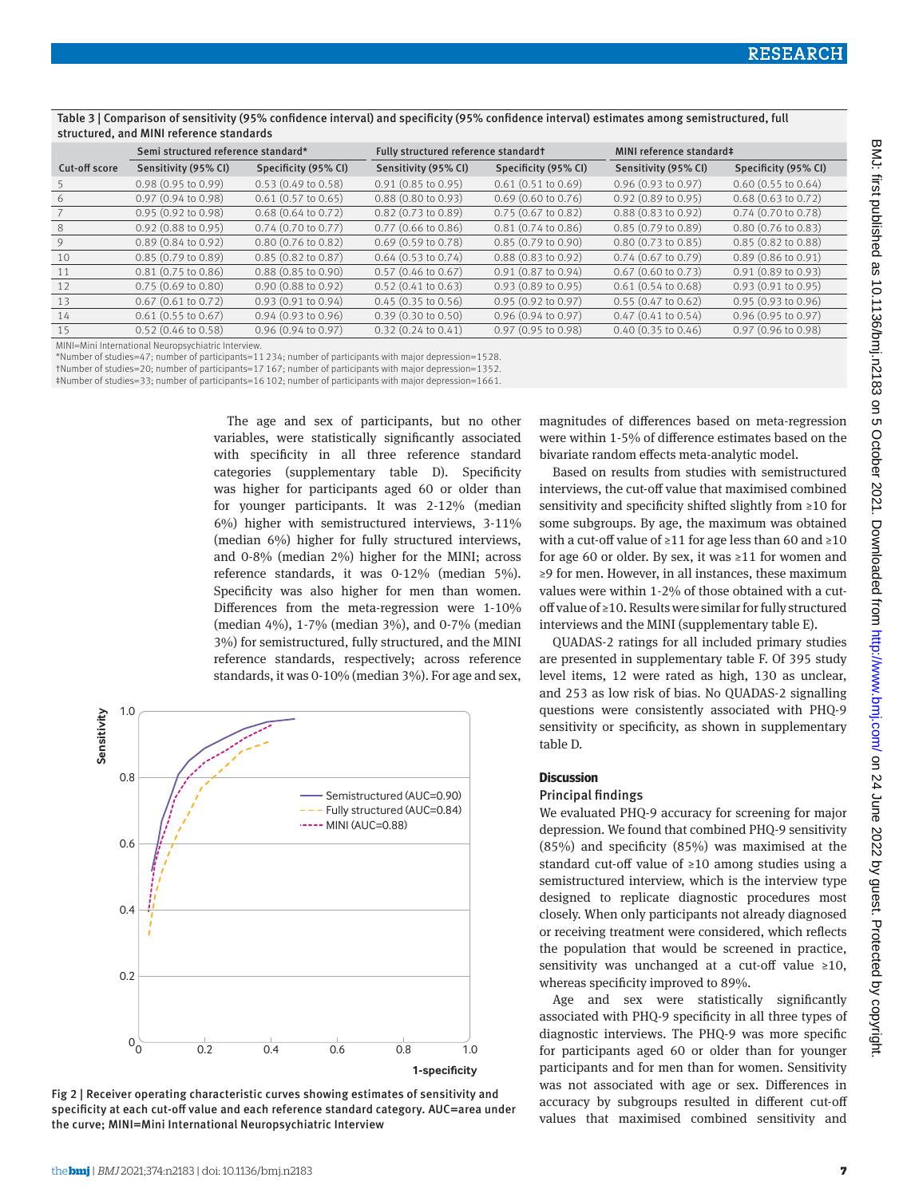Table 3 | Comparison of sensitivity (95% confidence interval) and specificity (95% confidence interval) estimates among semistructured, full structured, and MINI reference standards

| | Semi structured reference standard* | | Fully structured reference standard† | | MINI reference standard‡ | |
|---|---|---|---|---|---|---|
| Cut-off score | Sensitivity (95% CI) | Specificity (95% CI) | Sensitivity (95% CI) | Specificity (95% CI) | Sensitivity (95% CI) | Specificity (95% CI) |
| 5 | 0.98 (0.95 to 0.99) | 0.53 (0.49 to 0.58) | 0.91 (0.85 to 0.95) | 0.61 (0.51 to 0.69) | 0.96 (0.93 to 0.97) | 0.60 (0.55 to 0.64) |
| 6 | 0.97 (0.94 to 0.98) | 0.61 (0.57 to 0.65) | 0.88 (0.80 to 0.93) | 0.69 (0.60 to 0.76) | 0.92 (0.89 to 0.95) | 0.68 (0.63 to 0.72) |
| 7 | 0.95 (0.92 to 0.98) | 0.68 (0.64 to 0.72) | 0.82 (0.73 to 0.89) | 0.75 (0.67 to 0.82) | 0.88 (0.83 to 0.92) | 0.74 (0.70 to 0.78) |
| 8 | 0.92 (0.88 to 0.95) | 0.74 (0.70 to 0.77) | 0.77 (0.66 to 0.86) | 0.81 (0.74 to 0.86) | 0.85 (0.79 to 0.89) | 0.80 (0.76 to 0.83) |
| 9 | 0.89 (0.84 to 0.92) | 0.80 (0.76 to 0.82) | 0.69 (0.59 to 0.78) | 0.85 (0.79 to 0.90) | 0.80 (0.73 to 0.85) | 0.85 (0.82 to 0.88) |
| 10 | 0.85 (0.79 to 0.89) | 0.85 (0.82 to 0.87) | 0.64 (0.53 to 0.74) | 0.88 (0.83 to 0.92) | 0.74 (0.67 to 0.79) | 0.89 (0.86 to 0.91) |
| 11 | 0.81 (0.75 to 0.86) | 0.88 (0.85 to 0.90) | 0.57 (0.46 to 0.67) | 0.91 (0.87 to 0.94) | 0.67 (0.60 to 0.73) | 0.91 (0.89 to 0.93) |
| 12 | 0.75 (0.69 to 0.80) | 0.90 (0.88 to 0.92) | 0.52 (0.41 to 0.63) | 0.93 (0.89 to 0.95) | 0.61 (0.54 to 0.68) | 0.93 (0.91 to 0.95) |
| 13 | 0.67 (0.61 to 0.72) | 0.93 (0.91 to 0.94) | 0.45 (0.35 to 0.56) | 0.95 (0.92 to 0.97) | 0.55 (0.47 to 0.62) | 0.95 (0.93 to 0.96) |
| 14 | 0.61 (0.55 to 0.67) | 0.94 (0.93 to 0.96) | 0.39 (0.30 to 0.50) | 0.96 (0.94 to 0.97) | 0.47 (0.41 to 0.54) | 0.96 (0.95 to 0.97) |
| 15 | 0.52 (0.46 to 0.58) | 0.96 (0.94 to 0.97) | 0.32 (0.24 to 0.41) | 0.97 (0.95 to 0.98) | 0.40 (0.35 to 0.46) | 0.97 (0.96 to 0.98) |

MINI=Mini International Neuropsychiatric Interview.
*Number of studies=47; number of participants=11 234; number of participants with major depression=1528.
†Number of studies=20; number of participants=17 167; number of participants with major depression=1352.
‡Number of studies=33; number of participants=16 102; number of participants with major depression=1661.

The age and sex of participants, but no other variables, were statistically significantly associated with specificity in all three reference standard categories (supplementary table D). Specificity was higher for participants aged 60 or older than for younger participants. It was 2-12% (median 6%) higher with semistructured interviews, 3-11% (median 6%) higher for fully structured interviews, and 0-8% (median 2%) higher for the MINI; across reference standards, it was 0-12% (median 5%). Specificity was also higher for men than women. Differences from the meta-regression were 1-10% (median 4%), 1-7% (median 3%), and 0-7% (median 3%) for semistructured, fully structured, and the MINI reference standards, respectively; across reference standards, it was 0-10% (median 3%). For age and sex, magnitudes of differences based on meta-regression were within 1-5% of difference estimates based on the bivariate random effects meta-analytic model.

Based on results from studies with semistructured interviews, the cut-off value that maximised combined sensitivity and specificity shifted slightly from ≥10 for some subgroups. By age, the maximum was obtained with a cut-off value of ≥11 for age less than 60 and ≥10 for age 60 or older. By sex, it was ≥11 for women and ≥9 for men. However, in all instances, these maximum values were within 1-2% of those obtained with a cut-off value of ≥10. Results were similar for fully structured interviews and the MINI (supplementary table E).

QUADAS-2 ratings for all included primary studies are presented in supplementary table F. Of 395 study level items, 12 were rated as high, 130 as unclear, and 253 as low risk of bias. No QUADAS-2 signalling questions were consistently associated with PHQ-9 sensitivity or specificity, as shown in supplementary table D.

Fig 2 | Receiver operating characteristic curves showing estimates of sensitivity and specificity at each cut-off value and each reference standard category. AUC=area under the curve; MINI=Mini International Neuropsychiatric Interview

## Discussion

### Principal findings

We evaluated PHQ-9 accuracy for screening for major depression. We found that combined PHQ-9 sensitivity (85%) and specificity (85%) was maximised at the standard cut-off value of ≥10 among studies using a semistructured interview, which is the interview type designed to replicate diagnostic procedures most closely. When only participants not already diagnosed or receiving treatment were considered, which reflects the population that would be screened in practice, sensitivity was unchanged at a cut-off value ≥10, whereas specificity improved to 89%.

Age and sex were statistically significantly associated with PHQ-9 specificity in all three types of diagnostic interviews. The PHQ-9 was more specific for participants aged 60 or older than for younger participants and for men than for women. Sensitivity was not associated with age or sex. Differences in accuracy by subgroups resulted in different cut-off values that maximised combined sensitivity and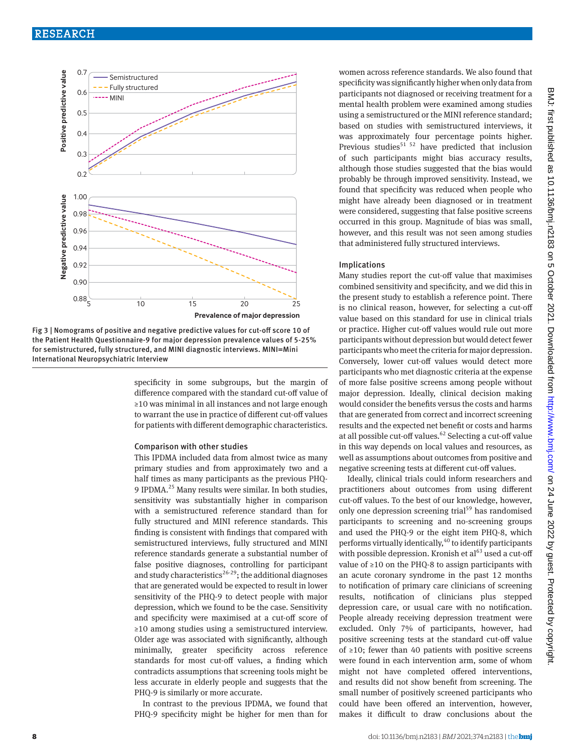Fig 3 | Nomograms of positive and negative predictive values for cut-off score 10 of the Patient Health Questionnaire-9 for major depression prevalence values of 5-25% for semistructured, fully structured, and MINI diagnostic interviews. MINI=Mini International Neuropsychiatric Interview

specificity in some subgroups, but the margin of difference compared with the standard cut-off value of ≥10 was minimal in all instances and not large enough to warrant the use in practice of different cut-off values for patients with different demographic characteristics.

### Comparison with other studies

This IPDMA included data from almost twice as many primary studies and from approximately two and a half times as many participants as the previous PHQ-9 IPDMA.[25] Many results were similar. In both studies, sensitivity was substantially higher in comparison with a semistructured reference standard than for fully structured and MINI reference standards. This finding is consistent with findings that compared with semistructured interviews, fully structured and MINI reference standards generate a substantial number of false positive diagnoses, controlling for participant and study characteristics[26-29]; the additional diagnoses that are generated would be expected to result in lower sensitivity of the PHQ-9 to detect people with major depression, which we found to be the case. Sensitivity and specificity were maximised at a cut-off score of ≥10 among studies using a semistructured interview. Older age was associated with significantly, although minimally, greater specificity across reference standards for most cut-off values, a finding which contradicts assumptions that screening tools might be less accurate in elderly people and suggests that the PHQ-9 is similarly or more accurate.

In contrast to the previous IPDMA, we found that PHQ-9 specificity might be higher for men than for women across reference standards. We also found that specificity was significantly higher when only data from participants not diagnosed or receiving treatment for a mental health problem were examined among studies using a semistructured or the MINI reference standard; based on studies with semistructured interviews, it was approximately four percentage points higher. Previous studies[51 52] have predicted that inclusion of such participants might bias accuracy results, although those studies suggested that the bias would probably be through improved sensitivity. Instead, we found that specificity was reduced when people who might have already been diagnosed or in treatment were considered, suggesting that false positive screens occurred in this group. Magnitude of bias was small, however, and this result was not seen among studies that administered fully structured interviews.

### Implications

Many studies report the cut-off value that maximises combined sensitivity and specificity, and we did this in the present study to establish a reference point. There is no clinical reason, however, for selecting a cut-off value based on this standard for use in clinical trials or practice. Higher cut-off values would rule out more participants without depression but would detect fewer participants who meet the criteria for major depression. Conversely, lower cut-off values would detect more participants who met diagnostic criteria at the expense of more false positive screens among people without major depression. Ideally, clinical decision making would consider the benefits versus the costs and harms that are generated from correct and incorrect screening results and the expected net benefit or costs and harms at all possible cut-off values.[62] Selecting a cut-off value in this way depends on local values and resources, as well as assumptions about outcomes from positive and negative screening tests at different cut-off values.

Ideally, clinical trials could inform researchers and practitioners about outcomes from using different cut-off values. To the best of our knowledge, however, only one depression screening trial[59] has randomised participants to screening and no-screening groups and used the PHQ-9 or the eight item PHQ-8, which performs virtually identically,[40] to identify participants with possible depression. Kronish et al[63] used a cut-off value of ≥10 on the PHQ-8 to assign participants with an acute coronary syndrome in the past 12 months to notification of primary care clinicians of screening results, notification of clinicians plus stepped depression care, or usual care with no notification. People already receiving depression treatment were excluded. Only 7% of participants, however, had positive screening tests at the standard cut-off value of ≥10; fewer than 40 patients with positive screens were found in each intervention arm, some of whom might not have completed offered interventions, and results did not show benefit from screening. The small number of positively screened participants who could have been offered an intervention, however, makes it difficult to draw conclusions about the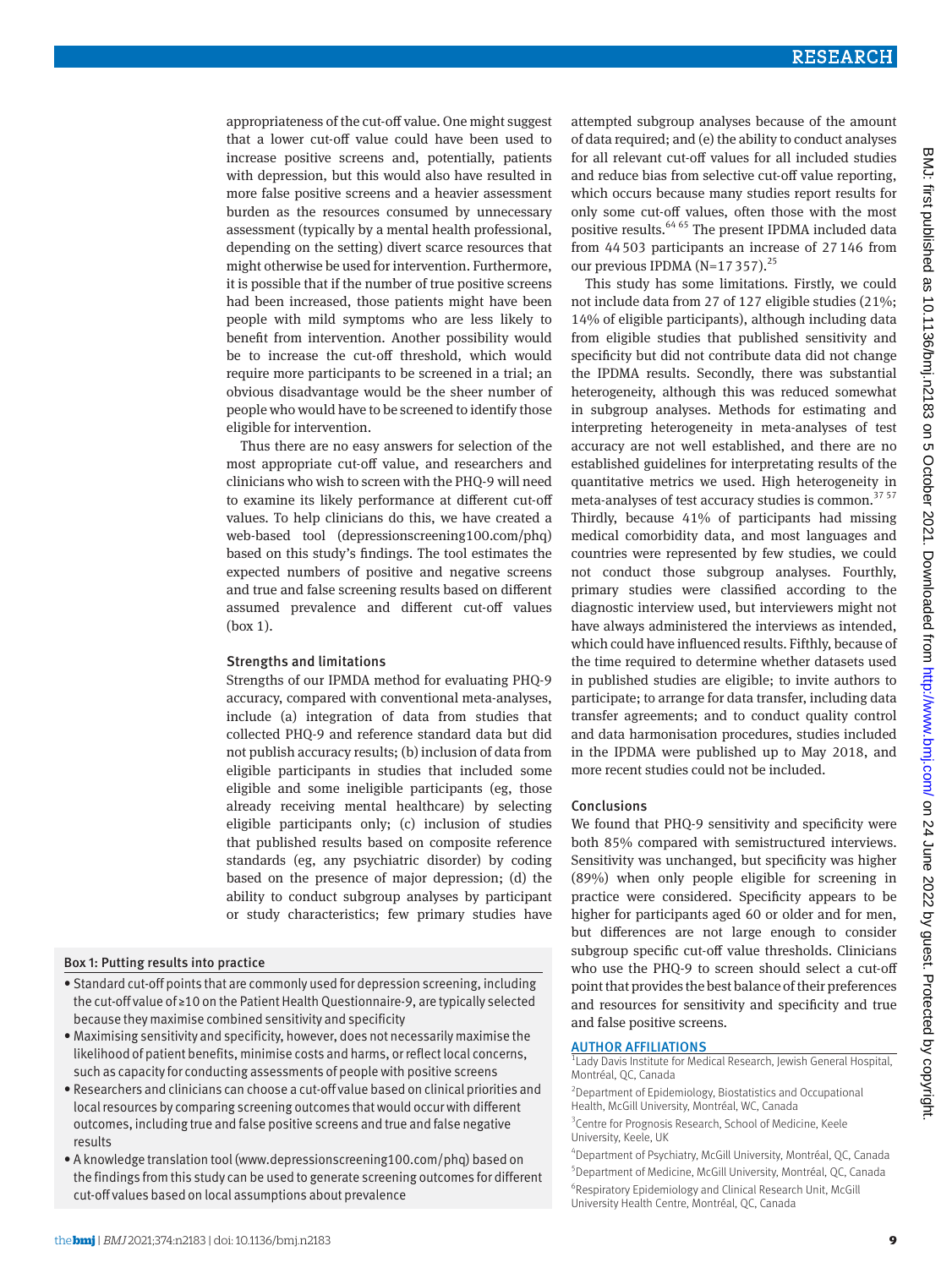appropriateness of the cut-off value. One might suggest that a lower cut-off value could have been used to increase positive screens and, potentially, patients with depression, but this would also have resulted in more false positive screens and a heavier assessment burden as the resources consumed by unnecessary assessment (typically by a mental health professional, depending on the setting) divert scarce resources that might otherwise be used for intervention. Furthermore, it is possible that if the number of true positive screens had been increased, those patients might have been people with mild symptoms who are less likely to benefit from intervention. Another possibility would be to increase the cut-off threshold, which would require more participants to be screened in a trial; an obvious disadvantage would be the sheer number of people who would have to be screened to identify those eligible for intervention.

Thus there are no easy answers for selection of the most appropriate cut-off value, and researchers and clinicians who wish to screen with the PHQ-9 will need to examine its likely performance at different cut-off values. To help clinicians do this, we have created a web-based tool (depressionscreening100.com/phq) based on this study's findings. The tool estimates the expected numbers of positive and negative screens and true and false screening results based on different assumed prevalence and different cut-off values (box 1).

### Strengths and limitations

Strengths of our IPMDA method for evaluating PHQ-9 accuracy, compared with conventional meta-analyses, include (a) integration of data from studies that collected PHQ-9 and reference standard data but did not publish accuracy results; (b) inclusion of data from eligible participants in studies that included some eligible and some ineligible participants (eg, those already receiving mental healthcare) by selecting eligible participants only; (c) inclusion of studies that published results based on composite reference standards (eg, any psychiatric disorder) by coding based on the presence of major depression; (d) the ability to conduct subgroup analyses by participant or study characteristics; few primary studies have attempted subgroup analyses because of the amount of data required; and (e) the ability to conduct analyses for all relevant cut-off values for all included studies and reduce bias from selective cut-off value reporting, which occurs because many studies report results for only some cut-off values, often those with the most positive results.[64 65] The present IPDMA included data from 44 503 participants an increase of 27 146 from our previous IPDMA (N=17 357).[25]

This study has some limitations. Firstly, we could not include data from 27 of 127 eligible studies (21%; 14% of eligible participants), although including data from eligible studies that published sensitivity and specificity but did not contribute data did not change the IPDMA results. Secondly, there was substantial heterogeneity, although this was reduced somewhat in subgroup analyses. Methods for estimating and interpreting heterogeneity in meta-analyses of test accuracy are not well established, and there are no established guidelines for interpretating results of the quantitative metrics we used. High heterogeneity in meta-analyses of test accuracy studies is common.[37 57] Thirdly, because 41% of participants had missing medical comorbidity data, and most languages and countries were represented by few studies, we could not conduct those subgroup analyses. Fourthly, primary studies were classified according to the diagnostic interview used, but interviewers might not have always administered the interviews as intended, which could have influenced results. Fifthly, because of the time required to determine whether datasets used in published studies are eligible; to invite authors to participate; to arrange for data transfer, including data transfer agreements; and to conduct quality control and data harmonisation procedures, studies included in the IPDMA were published up to May 2018, and more recent studies could not be included.

### Box 1: Putting results into practice

- Standard cut-off points that are commonly used for depression screening, including the cut-off value of ≥10 on the Patient Health Questionnaire-9, are typically selected because they maximise combined sensitivity and specificity
- Maximising sensitivity and specificity, however, does not necessarily maximise the likelihood of patient benefits, minimise costs and harms, or reflect local concerns, such as capacity for conducting assessments of people with positive screens
- Researchers and clinicians can choose a cut-off value based on clinical priorities and local resources by comparing screening outcomes that would occur with different outcomes, including true and false positive screens and true and false negative results
- A knowledge translation tool (www.depressionscreening100.com/phq) based on the findings from this study can be used to generate screening outcomes for different cut-off values based on local assumptions about prevalence

## Conclusions

We found that PHQ-9 sensitivity and specificity were both 85% compared with semistructured interviews. Sensitivity was unchanged, but specificity was higher (89%) when only people eligible for screening in practice were considered. Specificity appears to be higher for participants aged 60 or older and for men, but differences are not large enough to consider subgroup specific cut-off value thresholds. Clinicians who use the PHQ-9 to screen should select a cut-off point that provides the best balance of their preferences and resources for sensitivity and specificity and true and false positive screens.

### AUTHOR AFFILIATIONS

[1]Lady Davis Institute for Medical Research, Jewish General Hospital, Montréal, QC, Canada

[2]Department of Epidemiology, Biostatistics and Occupational Health, McGill University, Montréal, WC, Canada

[3]Centre for Prognosis Research, School of Medicine, Keele University, Keele, UK

[4]Department of Psychiatry, McGill University, Montréal, QC, Canada

[5]Department of Medicine, McGill University, Montréal, QC, Canada

[6]Respiratory Epidemiology and Clinical Research Unit, McGill University Health Centre, Montréal, QC, Canada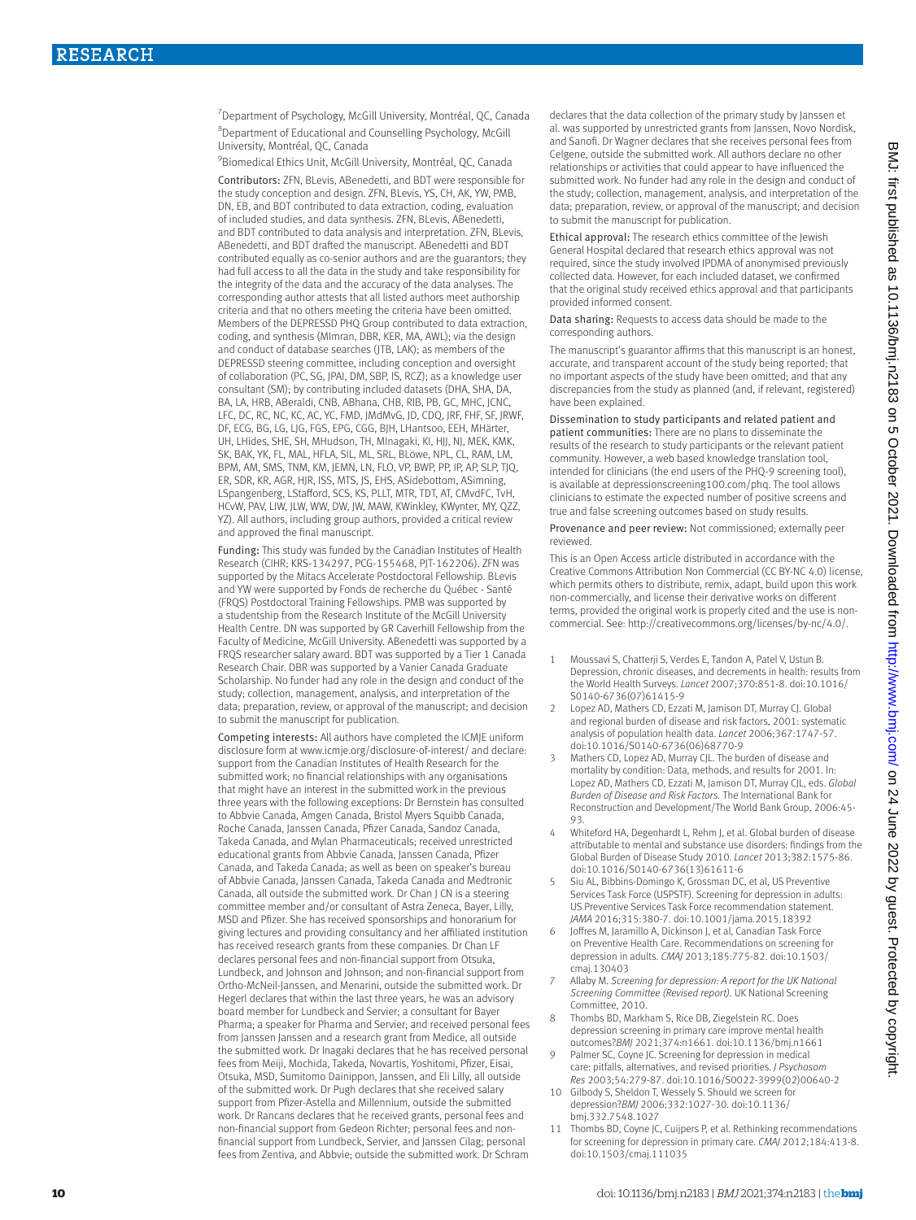[7]Department of Psychology, McGill University, Montréal, QC, Canada

[8]Department of Educational and Counselling Psychology, McGill University, Montréal, QC, Canada

[9]Biomedical Ethics Unit, McGill University, Montréal, QC, Canada

Contributors: ZFN, BLevis, ABenedetti, and BDT were responsible for the study conception and design. ZFN, BLevis, YS, CH, AK, YW, PMB, DN, EB, and BDT contributed to data extraction, coding, evaluation of included studies, and data synthesis. ZFN, BLevis, ABenedetti, and BDT contributed to data analysis and interpretation. ZFN, BLevis, ABenedetti, and BDT drafted the manuscript. ABenedetti and BDT contributed equally as co-senior authors and are the guarantors; they had full access to all the data in the study and take responsibility for the integrity of the data and the accuracy of the data analyses. The corresponding author attests that all listed authors meet authorship criteria and that no others meeting the criteria have been omitted. Members of the DEPRESSD PHQ Group contributed to data extraction, coding, and synthesis (MImran, DBR, KER, MA, AWL); via the design and conduct of database searches (JTB, LAK); as members of the DEPRESSD steering committee, including conception and oversight of collaboration (PC, SG, JPAI, DM, SBP, IS, RCZ); as a knowledge user consultant (SM); by contributing included datasets (DHA, SHA, DA, BA, LA, HRB, ABeraldi, CNB, ABhana, CHB, RIB, PB, GC, MHC, JCNC, LFC, DC, RC, NC, KC, AC, YC, FMD, JMdMvG, JD, CDQ, JRF, FHF, SF, JRWF, DF, ECG, BG, LG, LJG, FGS, EPG, CGG, BJH, LHantsoo, EEH, MHärter, UH, LHides, SHE, SH, MHudson, TH, MInagaki, KI, HJJ, NJ, MEK, KMK, SK, BAK, YK, FL, MAL, HFLA, SIL, ML, SRL, BLöwe, NPL, CL, RAM, LM, BPM, AM, SMS, TNM, KM, JEMN, LN, FLO, VP, BWP, PP, IP, AP, SLP, TJQ, ER, SDR, KR, AGR, HJR, ISS, MTS, JS, EHS, ASidebottom, ASimning, LSpangenberg, LStafford, SCS, KS, PLLT, MTR, TDT, AT, CMvdFC, TvH, HCvW, PAV, LIW, JLW, WW, DW, JW, MAW, KWinkley, KWynter, MY, QZZ, YZ). All authors, including group authors, provided a critical review and approved the final manuscript.

Funding: This study was funded by the Canadian Institutes of Health Research (CIHR; KRS-134297, PCG-155468, PJT-162206). ZFN was supported by the Mitacs Accelerate Postdoctoral Fellowship. BLevis and YW were supported by Fonds de recherche du Québec - Santé (FRQS) Postdoctoral Training Fellowships. PMB was supported by a studentship from the Research Institute of the McGill University Health Centre. DN was supported by GR Caverhill Fellowship from the Faculty of Medicine, McGill University. ABenedetti was supported by a FRQS researcher salary award. BDT was supported by a Tier 1 Canada Research Chair. DBR was supported by a Vanier Canada Graduate Scholarship. No funder had any role in the design and conduct of the study; collection, management, analysis, and interpretation of the data; preparation, review, or approval of the manuscript; and decision to submit the manuscript for publication.

Competing interests: All authors have completed the ICMJE uniform disclosure form at www.icmje.org/disclosure-of-interest/ and declare: support from the Canadian Institutes of Health Research for the submitted work; no financial relationships with any organisations that might have an interest in the submitted work in the previous three years with the following exceptions: Dr Bernstein has consulted to Abbvie Canada, Amgen Canada, Bristol Myers Squibb Canada, Roche Canada, Janssen Canada, Pfizer Canada, Sandoz Canada, Takeda Canada, and Mylan Pharmaceuticals; received unrestricted educational grants from Abbvie Canada, Janssen Canada, Pfizer Canada, and Takeda Canada; as well as been on speaker's bureau of Abbvie Canada, Janssen Canada, Takeda Canada and Medtronic Canada, all outside the submitted work. Dr Chan J CN is a steering committee member and/or consultant of Astra Zeneca, Bayer, Lilly, MSD and Pfizer. She has received sponsorships and honorarium for giving lectures and providing consultancy and her affiliated institution has received research grants from these companies. Dr Chan LF declares personal fees and non-financial support from Otsuka, Lundbeck, and Johnson and Johnson; and non-financial support from Ortho-McNeil-Janssen, and Menarini, outside the submitted work. Dr Hegerl declares that within the last three years, he was an advisory board member for Lundbeck and Servier; a consultant for Bayer Pharma; a speaker for Pharma and Servier; and received personal fees from Janssen Janssen and a research grant from Medice, all outside the submitted work. Dr Inagaki declares that he has received personal fees from Meiji, Mochida, Takeda, Novartis, Yoshitomi, Pfizer, Eisai, Otsuka, MSD, Sumitomo Dainippon, Janssen, and Eli Lilly, all outside of the submitted work. Dr Pugh declares that she received salary support from Pfizer-Astella and Millennium, outside the submitted work. Dr Rancans declares that he received grants, personal fees and non-financial support from Gedeon Richter; personal fees and non-financial support from Lundbeck, Servier, and Janssen Cilag; personal fees from Zentiva, and Abbvie; outside the submitted work. Dr Schram declares that the data collection of the primary study by Janssen et al. was supported by unrestricted grants from Janssen, Novo Nordisk, and Sanofi. Dr Wagner declares that she receives personal fees from Celgene, outside the submitted work. All authors declare no other relationships or activities that could appear to have influenced the submitted work. No funder had any role in the design and conduct of the study; collection, management, analysis, and interpretation of the data; preparation, review, or approval of the manuscript; and decision to submit the manuscript for publication.

Ethical approval: The research ethics committee of the Jewish General Hospital declared that research ethics approval was not required, since the study involved IPDMA of anonymised previously collected data. However, for each included dataset, we confirmed that the original study received ethics approval and that participants provided informed consent.

Data sharing: Requests to access data should be made to the corresponding authors.

The manuscript's guarantor affirms that this manuscript is an honest, accurate, and transparent account of the study being reported; that no important aspects of the study have been omitted; and that any discrepancies from the study as planned (and, if relevant, registered) have been explained.

Dissemination to study participants and related patient and patient communities: There are no plans to disseminate the results of the research to study participants or the relevant patient community. However, a web based knowledge translation tool, intended for clinicians (the end users of the PHQ-9 screening tool), is available at depressionscreening100.com/phq. The tool allows clinicians to estimate the expected number of positive screens and true and false screening outcomes based on study results.

Provenance and peer review: Not commissioned; externally peer reviewed.

This is an Open Access article distributed in accordance with the Creative Commons Attribution Non Commercial (CC BY-NC 4.0) license, which permits others to distribute, remix, adapt, build upon this work non-commercially, and license their derivative works on different terms, provided the original work is properly cited and the use is non-commercial. See: http://creativecommons.org/licenses/by-nc/4.0/.

1. Moussavi S, Chatterji S, Verdes E, Tandon A, Patel V, Ustun B. Depression, chronic diseases, and decrements in health: results from the World Health Surveys. *Lancet* 2007;370:851-8. doi:10.1016/S0140-6736(07)61415-9
2. Lopez AD, Mathers CD, Ezzati M, Jamison DT, Murray CJ. Global and regional burden of disease and risk factors, 2001: systematic analysis of population health data. *Lancet* 2006;367:1747-57. doi:10.1016/S0140-6736(06)68770-9
3. Mathers CD, Lopez AD, Murray CJL. The burden of disease and mortality by condition: Data, methods, and results for 2001. In: Lopez AD, Mathers CD, Ezzati M, Jamison DT, Murray CJL, eds. *Global Burden of Disease and Risk Factors.* The International Bank for Reconstruction and Development/The World Bank Group, 2006:45-93.
4. Whiteford HA, Degenhardt L, Rehm J, et al. Global burden of disease attributable to mental and substance use disorders: findings from the Global Burden of Disease Study 2010. *Lancet* 2013;382:1575-86. doi:10.1016/S0140-6736(13)61611-6
5. Siu AL, Bibbins-Domingo K, Grossman DC, et al, US Preventive Services Task Force (USPSTF). Screening for depression in adults: US Preventive Services Task Force recommendation statement. *JAMA* 2016;315:380-7. doi:10.1001/jama.2015.18392
6. Joffres M, Jaramillo A, Dickinson J, et al, Canadian Task Force on Preventive Health Care. Recommendations on screening for depression in adults. *CMAJ* 2013;185:775-82. doi:10.1503/cmaj.130403
7. Allaby M. *Screening for depression: A report for the UK National Screening Committee (Revised report).* UK National Screening Committee, 2010.
8. Thombs BD, Markham S, Rice DB, Ziegelstein RC. Does depression screening in primary care improve mental health outcomes?*BMJ* 2021;374:n1661. doi:10.1136/bmj.n1661
9. Palmer SC, Coyne JC. Screening for depression in medical care: pitfalls, alternatives, and revised priorities. *J Psychosom Res* 2003;54:279-87. doi:10.1016/S0022-3999(02)00640-2
10. Gilbody S, Sheldon T, Wessely S. Should we screen for depression?*BMJ* 2006;332:1027-30. doi:10.1136/bmj.332.7548.1027
11. Thombs BD, Coyne JC, Cuijpers P, et al. Rethinking recommendations for screening for depression in primary care. *CMAJ* 2012;184:413-8. doi:10.1503/cmaj.111035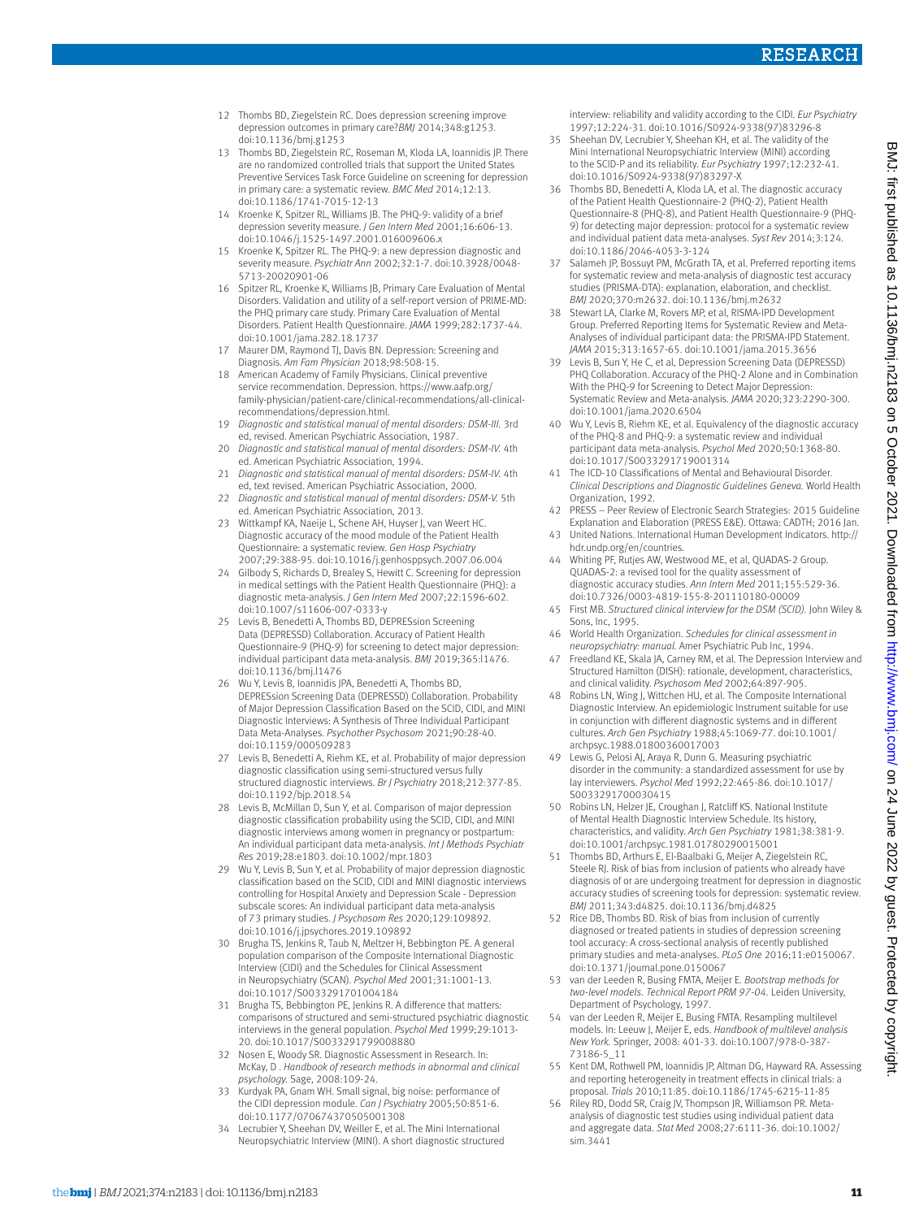12 Thombs BD, Ziegelstein RC. Does depression screening improve depression outcomes in primary care?*BMJ* 2014;348:g1253. doi:10.1136/bmj.g1253

13 Thombs BD, Ziegelstein RC, Roseman M, Kloda LA, Ioannidis JP. There are no randomized controlled trials that support the United States Preventive Services Task Force Guideline on screening for depression in primary care: a systematic review. *BMC Med* 2014;12:13. doi:10.1186/1741-7015-12-13

14 Kroenke K, Spitzer RL, Williams JB. The PHQ-9: validity of a brief depression severity measure. *J Gen Intern Med* 2001;16:606-13. doi:10.1046/j.1525-1497.2001.016009606.x

15 Kroenke K, Spitzer RL. The PHQ-9: a new depression diagnostic and severity measure. *Psychiatr Ann* 2002;32:1-7. doi:10.3928/0048-5713-20020901-06

16 Spitzer RL, Kroenke K, Williams JB, Primary Care Evaluation of Mental Disorders. Validation and utility of a self-report version of PRIME-MD: the PHQ primary care study. Primary Care Evaluation of Mental Disorders. Patient Health Questionnaire. *JAMA* 1999;282:1737-44. doi:10.1001/jama.282.18.1737

17 Maurer DM, Raymond TJ, Davis BN. Depression: Screening and Diagnosis. *Am Fam Physician* 2018;98:508-15.

18 American Academy of Family Physicians. Clinical preventive service recommendation. Depression. https://www.aafp.org/family-physician/patient-care/clinical-recommendations/all-clinical-recommendations/depression.html.

19 *Diagnostic and statistical manual of mental disorders: DSM-III.* 3rd ed, revised. American Psychiatric Association, 1987.

20 *Diagnostic and statistical manual of mental disorders: DSM-IV.* 4th ed. American Psychiatric Association, 1994.

21 *Diagnostic and statistical manual of mental disorders: DSM-IV.* 4th ed, text revised. American Psychiatric Association, 2000.

22 *Diagnostic and statistical manual of mental disorders: DSM-V.* 5th ed. American Psychiatric Association, 2013.

23 Wittkampf KA, Naeije L, Schene AH, Huyser J, van Weert HC. Diagnostic accuracy of the mood module of the Patient Health Questionnaire: a systematic review. *Gen Hosp Psychiatry* 2007;29:388-95. doi:10.1016/j.genhosppsych.2007.06.004

24 Gilbody S, Richards D, Brealey S, Hewitt C. Screening for depression in medical settings with the Patient Health Questionnaire (PHQ): a diagnostic meta-analysis. *J Gen Intern Med* 2007;22:1596-602. doi:10.1007/s11606-007-0333-y

25 Levis B, Benedetti A, Thombs BD, DEPRESsion Screening Data (DEPRESSD) Collaboration. Accuracy of Patient Health Questionnaire-9 (PHQ-9) for screening to detect major depression: individual participant data meta-analysis. *BMJ* 2019;365:l1476. doi:10.1136/bmj.l1476

26 Wu Y, Levis B, Ioannidis JPA, Benedetti A, Thombs BD, DEPRESsion Screening Data (DEPRESSD) Collaboration. Probability of Major Depression Classification Based on the SCID, CIDI, and MINI Diagnostic Interviews: A Synthesis of Three Individual Participant Data Meta-Analyses. *Psychother Psychosom* 2021;90:28-40. doi:10.1159/000509283

27 Levis B, Benedetti A, Riehm KE, et al. Probability of major depression diagnostic classification using semi-structured versus fully structured diagnostic interviews. *Br J Psychiatry* 2018;212:377-85. doi:10.1192/bjp.2018.54

28 Levis B, McMillan D, Sun Y, et al. Comparison of major depression diagnostic classification probability using the SCID, CIDI, and MINI diagnostic interviews among women in pregnancy or postpartum: An individual participant data meta-analysis. *Int J Methods Psychiatr Res* 2019;28:e1803. doi:10.1002/mpr.1803

29 Wu Y, Levis B, Sun Y, et al. Probability of major depression diagnostic classification based on the SCID, CIDI and MINI diagnostic interviews controlling for Hospital Anxiety and Depression Scale - Depression subscale scores: An individual participant data meta-analysis of 73 primary studies. *J Psychosom Res* 2020;129:109892. doi:10.1016/j.jpsychores.2019.109892

30 Brugha TS, Jenkins R, Taub N, Meltzer H, Bebbington PE. A general population comparison of the Composite International Diagnostic Interview (CIDI) and the Schedules for Clinical Assessment in Neuropsychiatry (SCAN). *Psychol Med* 2001;31:1001-13. doi:10.1017/S0033291701004184

31 Brugha TS, Bebbington PE, Jenkins R. A difference that matters: comparisons of structured and semi-structured psychiatric diagnostic interviews in the general population. *Psychol Med* 1999;29:1013-20. doi:10.1017/S0033291799008880

32 Nosen E, Woody SR. Diagnostic Assessment in Research. In: McKay, D . *Handbook of research methods in abnormal and clinical psychology.* Sage, 2008:109-24.

33 Kurdyak PA, Gnam WH. Small signal, big noise: performance of the CIDI depression module. *Can J Psychiatry* 2005;50:851-6. doi:10.1177/070674370505001308

34 Lecrubier Y, Sheehan DV, Weiller E, et al. The Mini International Neuropsychiatric Interview (MINI). A short diagnostic structured interview: reliability and validity according to the CIDI. *Eur Psychiatry* 1997;12:224-31. doi:10.1016/S0924-9338(97)83296-8

35 Sheehan DV, Lecrubier Y, Sheehan KH, et al. The validity of the Mini International Neuropsychiatric Interview (MINI) according to the SCID-P and its reliability. *Eur Psychiatry* 1997;12:232-41. doi:10.1016/S0924-9338(97)83297-X

36 Thombs BD, Benedetti A, Kloda LA, et al. The diagnostic accuracy of the Patient Health Questionnaire-2 (PHQ-2), Patient Health Questionnaire-8 (PHQ-8), and Patient Health Questionnaire-9 (PHQ-9) for detecting major depression: protocol for a systematic review and individual patient data meta-analyses. *Syst Rev* 2014;3:124. doi:10.1186/2046-4053-3-124

37 Salameh JP, Bossuyt PM, McGrath TA, et al. Preferred reporting items for systematic review and meta-analysis of diagnostic test accuracy studies (PRISMA-DTA): explanation, elaboration, and checklist. *BMJ* 2020;370:m2632. doi:10.1136/bmj.m2632

38 Stewart LA, Clarke M, Rovers MP, et al, RISMA-IPD Development Group. Preferred Reporting Items for Systematic Review and Meta-Analyses of individual participant data: the PRISMA-IPD Statement. *JAMA* 2015;313:1657-65. doi:10.1001/jama.2015.3656

39 Levis B, Sun Y, He C, et al, Depression Screening Data (DEPRESSD) PHQ Collaboration. Accuracy of the PHQ-2 Alone and in Combination With the PHQ-9 for Screening to Detect Major Depression: Systematic Review and Meta-analysis. *JAMA* 2020;323:2290-300. doi:10.1001/jama.2020.6504

40 Wu Y, Levis B, Riehm KE, et al. Equivalency of the diagnostic accuracy of the PHQ-8 and PHQ-9: a systematic review and individual participant data meta-analysis. *Psychol Med* 2020;50:1368-80. doi:10.1017/S0033291719001314

41 The ICD-10 Classifications of Mental and Behavioural Disorder. *Clinical Descriptions and Diagnostic Guidelines Geneva.* World Health Organization, 1992.

42 PRESS – Peer Review of Electronic Search Strategies: 2015 Guideline Explanation and Elaboration (PRESS E&E). Ottawa: CADTH; 2016 Jan.

43 United Nations. International Human Development Indicators. http://hdr.undp.org/en/countries.

44 Whiting PF, Rutjes AW, Westwood ME, et al, QUADAS-2 Group. QUADAS-2: a revised tool for the quality assessment of diagnostic accuracy studies. *Ann Intern Med* 2011;155:529-36. doi:10.7326/0003-4819-155-8-201110180-00009

45 First MB. *Structured clinical interview for the DSM (SCID).* John Wiley & Sons, Inc, 1995.

46 World Health Organization. *Schedules for clinical assessment in neuropsychiatry: manual.* Amer Psychiatric Pub Inc, 1994.

47 Freedland KE, Skala JA, Carney RM, et al. The Depression Interview and Structured Hamilton (DISH): rationale, development, characteristics, and clinical validity. *Psychosom Med* 2002;64:897-905.

48 Robins LN, Wing J, Wittchen HU, et al. The Composite International Diagnostic Interview. An epidemiologic Instrument suitable for use in conjunction with different diagnostic systems and in different cultures. *Arch Gen Psychiatry* 1988;45:1069-77. doi:10.1001/archpsyc.1988.01800360017003

49 Lewis G, Pelosi AJ, Araya R, Dunn G. Measuring psychiatric disorder in the community: a standardized assessment for use by lay interviewers. *Psychol Med* 1992;22:465-86. doi:10.1017/S0033291700030415

50 Robins LN, Helzer JE, Croughan J, Ratcliff KS. National Institute of Mental Health Diagnostic Interview Schedule. Its history, characteristics, and validity. *Arch Gen Psychiatry* 1981;38:381-9. doi:10.1001/archpsyc.1981.01780290015001

51 Thombs BD, Arthurs E, El-Baalbaki G, Meijer A, Ziegelstein RC, Steele RJ. Risk of bias from inclusion of patients who already have diagnosis of or are undergoing treatment for depression in diagnostic accuracy studies of screening tools for depression: systematic review. *BMJ* 2011;343:d4825. doi:10.1136/bmj.d4825

52 Rice DB, Thombs BD. Risk of bias from inclusion of currently diagnosed or treated patients in studies of depression screening tool accuracy: A cross-sectional analysis of recently published primary studies and meta-analyses. *PLoS One* 2016;11:e0150067. doi:10.1371/journal.pone.0150067

53 van der Leeden R, Busing FMTA, Meijer E. *Bootstrap methods for two-level models. Technical Report PRM 97-04.* Leiden University, Department of Psychology, 1997.

54 van der Leeden R, Meijer E, Busing FMTA. Resampling multilevel models. In: Leeuw J, Meijer E, eds. *Handbook of multilevel analysis New York.* Springer, 2008: 401-33. doi:10.1007/978-0-387-73186-5_11

55 Kent DM, Rothwell PM, Ioannidis JP, Altman DG, Hayward RA. Assessing and reporting heterogeneity in treatment effects in clinical trials: a proposal. *Trials* 2010;11:85. doi:10.1186/1745-6215-11-85

56 Riley RD, Dodd SR, Craig JV, Thompson JR, Williamson PR. Meta-analysis of diagnostic test studies using individual patient data and aggregate data. *Stat Med* 2008;27:6111-36. doi:10.1002/sim.3441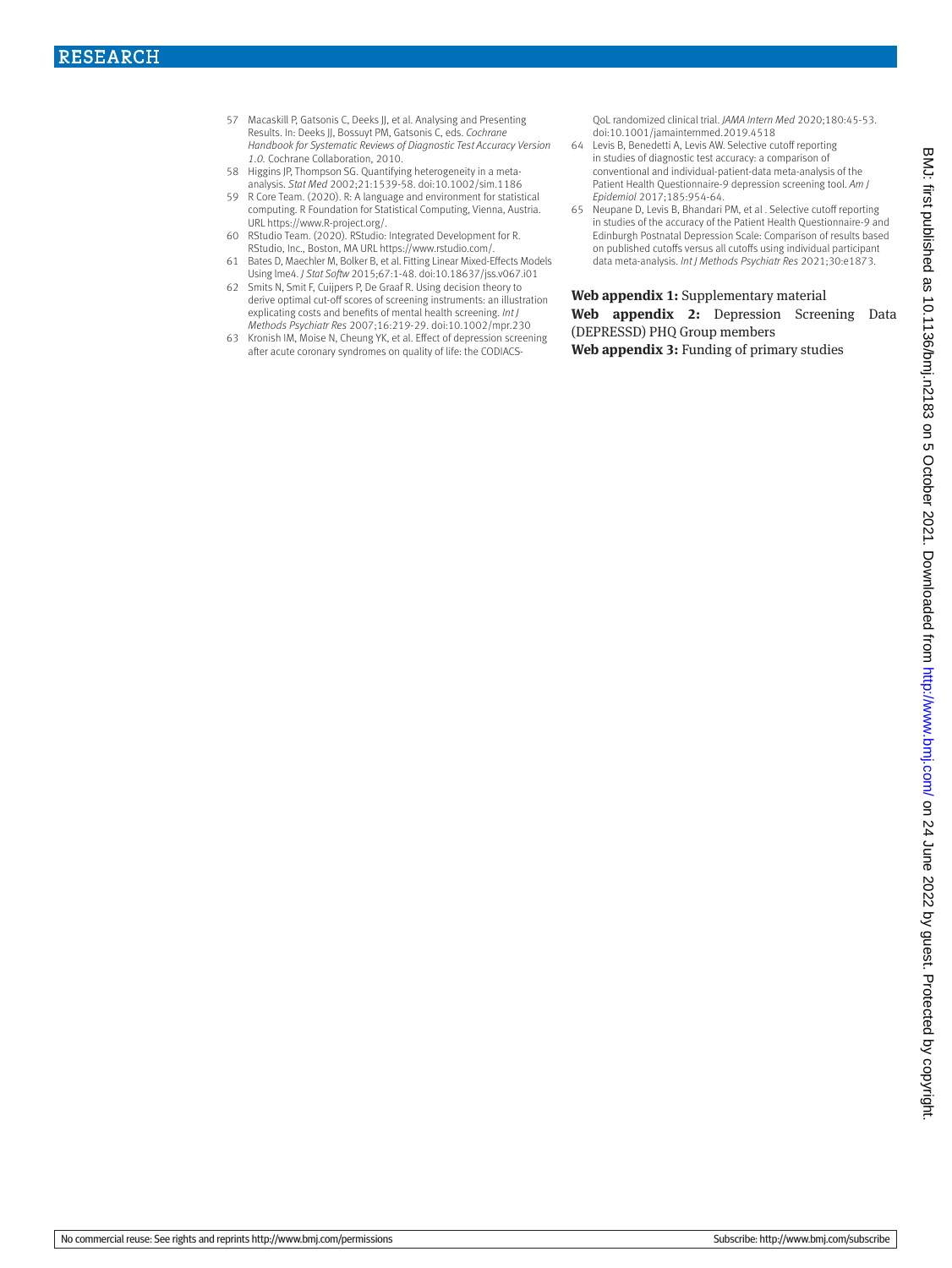57 Macaskill P, Gatsonis C, Deeks JJ, et al. Analysing and Presenting Results. In: Deeks JJ, Bossuyt PM, Gatsonis C, eds. *Cochrane Handbook for Systematic Reviews of Diagnostic Test Accuracy Version 1.0.* Cochrane Collaboration, 2010.

58 Higgins JP, Thompson SG. Quantifying heterogeneity in a meta-analysis. *Stat Med* 2002;21:1539-58. doi:10.1002/sim.1186

59 R Core Team. (2020). R: A language and environment for statistical computing. R Foundation for Statistical Computing, Vienna, Austria. URL https://www.R-project.org/.

60 RStudio Team. (2020). RStudio: Integrated Development for R. RStudio, Inc., Boston, MA URL https://www.rstudio.com/.

61 Bates D, Maechler M, Bolker B, et al. Fitting Linear Mixed-Effects Models Using lme4. *J Stat Softw* 2015;67:1-48. doi:10.18637/jss.v067.i01

62 Smits N, Smit F, Cuijpers P, De Graaf R. Using decision theory to derive optimal cut-off scores of screening instruments: an illustration explicating costs and benefits of mental health screening. *Int J Methods Psychiatr Res* 2007;16:219-29. doi:10.1002/mpr.230

63 Kronish IM, Moise N, Cheung YK, et al. Effect of depression screening after acute coronary syndromes on quality of life: the CODIACS-QoL randomized clinical trial. *JAMA Intern Med* 2020;180:45-53. doi:10.1001/jamainternmed.2019.4518

64 Levis B, Benedetti A, Levis AW. Selective cutoff reporting in studies of diagnostic test accuracy: a comparison of conventional and individual-patient-data meta-analysis of the Patient Health Questionnaire-9 depression screening tool. *Am J Epidemiol* 2017;185:954-64.

65 Neupane D, Levis B, Bhandari PM, et al . Selective cutoff reporting in studies of the accuracy of the Patient Health Questionnaire-9 and Edinburgh Postnatal Depression Scale: Comparison of results based on published cutoffs versus all cutoffs using individual participant data meta-analysis. *Int J Methods Psychiatr Res* 2021;30:e1873.

**Web appendix 1:** Supplementary material

**Web appendix 2:** Depression Screening Data (DEPRESSD) PHQ Group members

**Web appendix 3:** Funding of primary studies